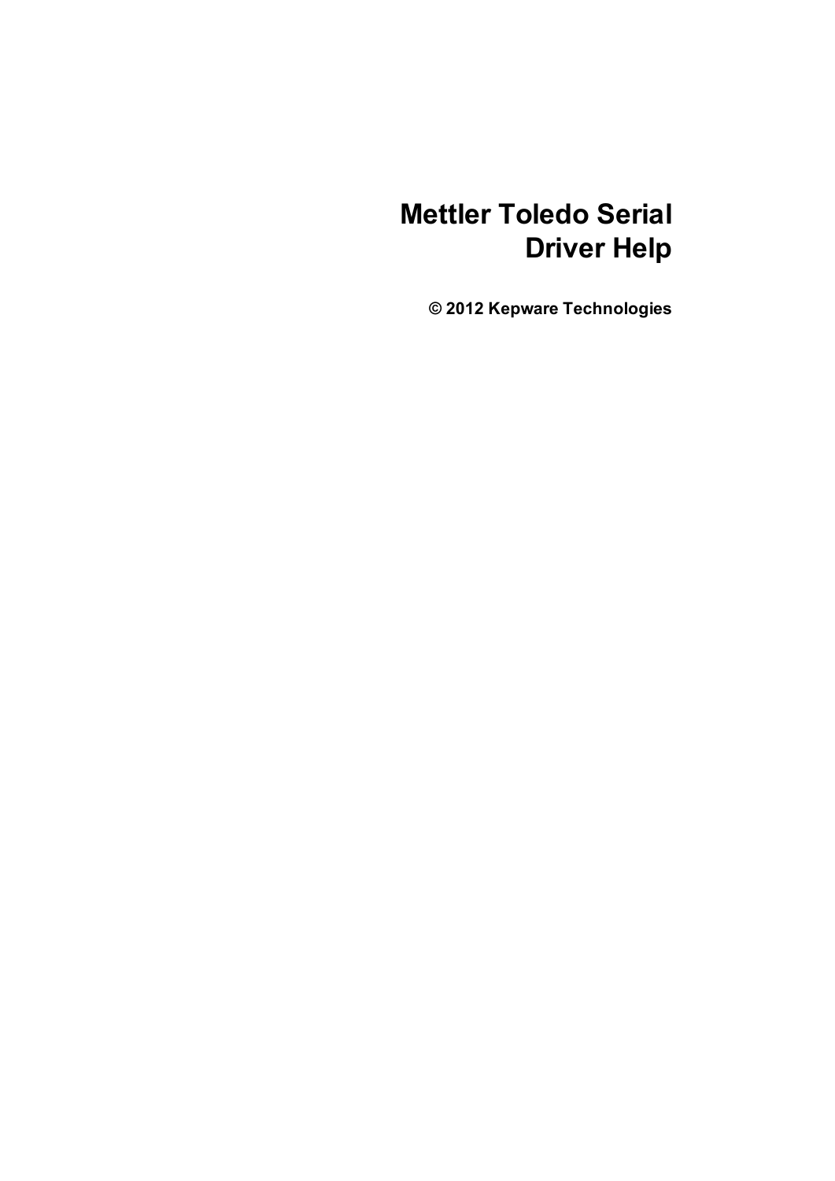# Mettler Toledo Serial Driver Help

**© 2012 Kepware Technologies**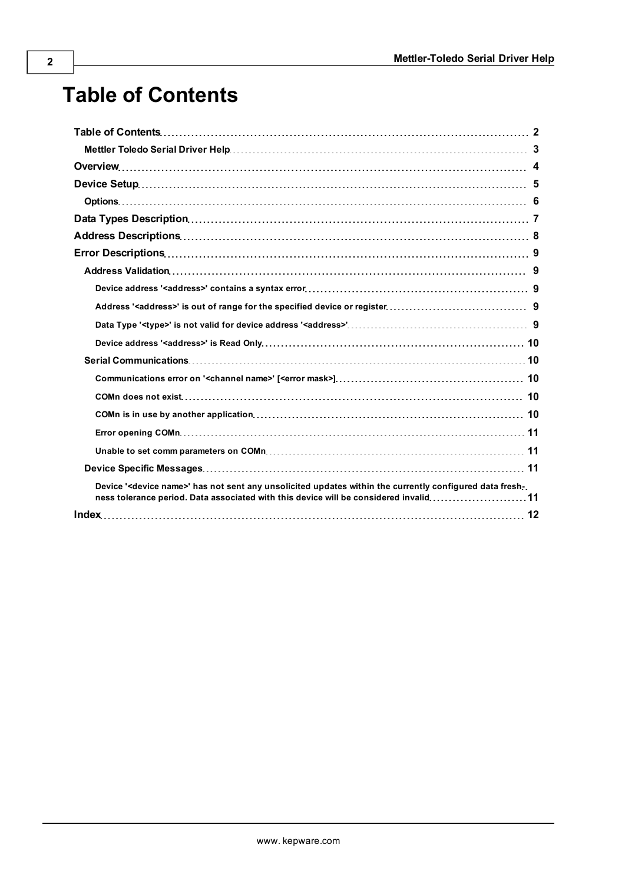# Table of Contents

- Table of Contents ... 2
  - Mettler Toledo Serial Driver Help ... 3
- Overview ... 4
- Device Setup ... 5
  - Options ... 6
- Data Types Description ... 7
- Address Descriptions ... 8
- Error Descriptions ... 9
  - Address Validation ... 9
    - Device address '<address>' contains a syntax error ... 9
    - Address '<address>' is out of range for the specified device or register ... 9
    - Data Type '<type>' is not valid for device address '<address>' ... 9
    - Device address '<address>' is Read Only ... 10
  - Serial Communications ... 10
    - Communications error on '<channel name>' [<error mask>] ... 10
    - COMn does not exist ... 10
    - COMn is in use by another application ... 10
    - Error opening COMn ... 11
    - Unable to set comm parameters on COMn ... 11
  - Device Specific Messages ... 11
    - Device '<device name>' has not sent any unsolicited updates within the currently configured data freshness tolerance period. Data associated with this device will be considered invalid ... 11
- Index ... 12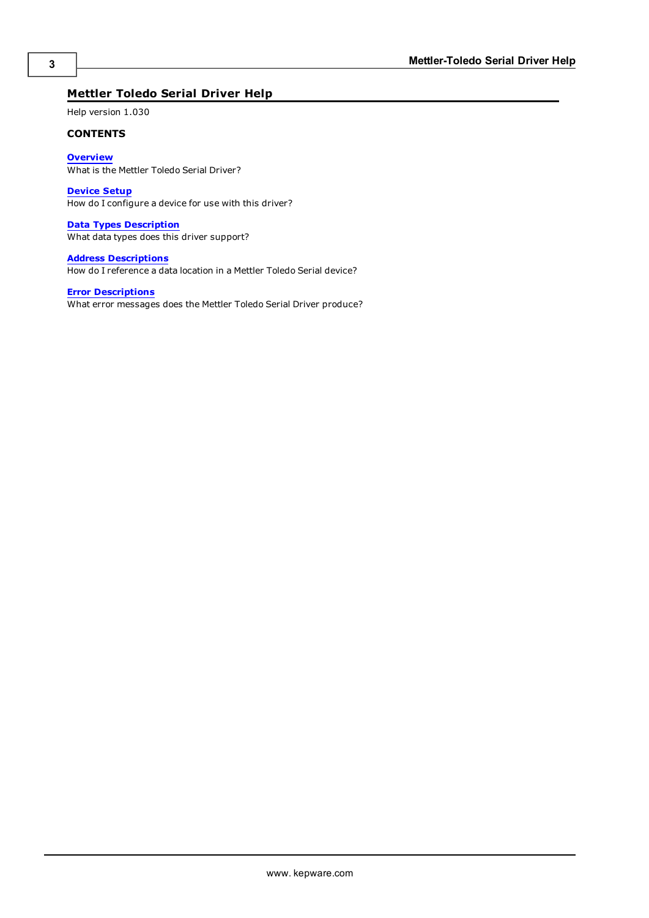# Mettler Toledo Serial Driver Help

Help version 1.030

**CONTENTS**

**Overview**
What is the Mettler Toledo Serial Driver?

**Device Setup**
How do I configure a device for use with this driver?

**Data Types Description**
What data types does this driver support?

**Address Descriptions**
How do I reference a data location in a Mettler Toledo Serial device?

**Error Descriptions**
What error messages does the Mettler Toledo Serial Driver produce?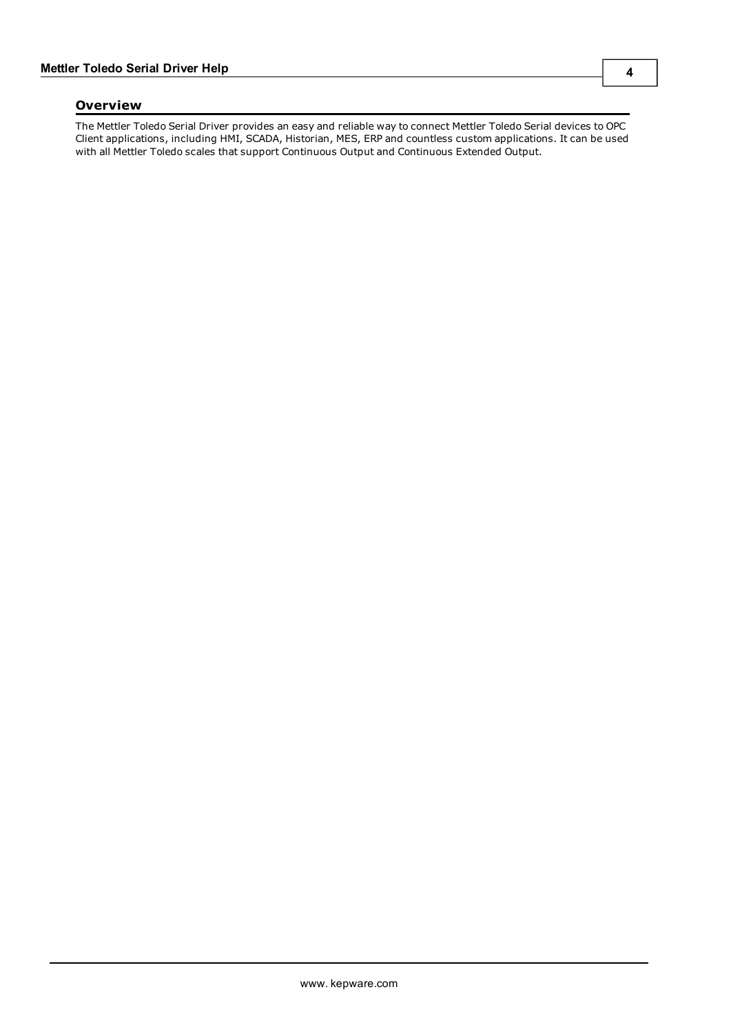## Overview

The Mettler Toledo Serial Driver provides an easy and reliable way to connect Mettler Toledo Serial devices to OPC Client applications, including HMI, SCADA, Historian, MES, ERP and countless custom applications. It can be used with all Mettler Toledo scales that support Continuous Output and Continuous Extended Output.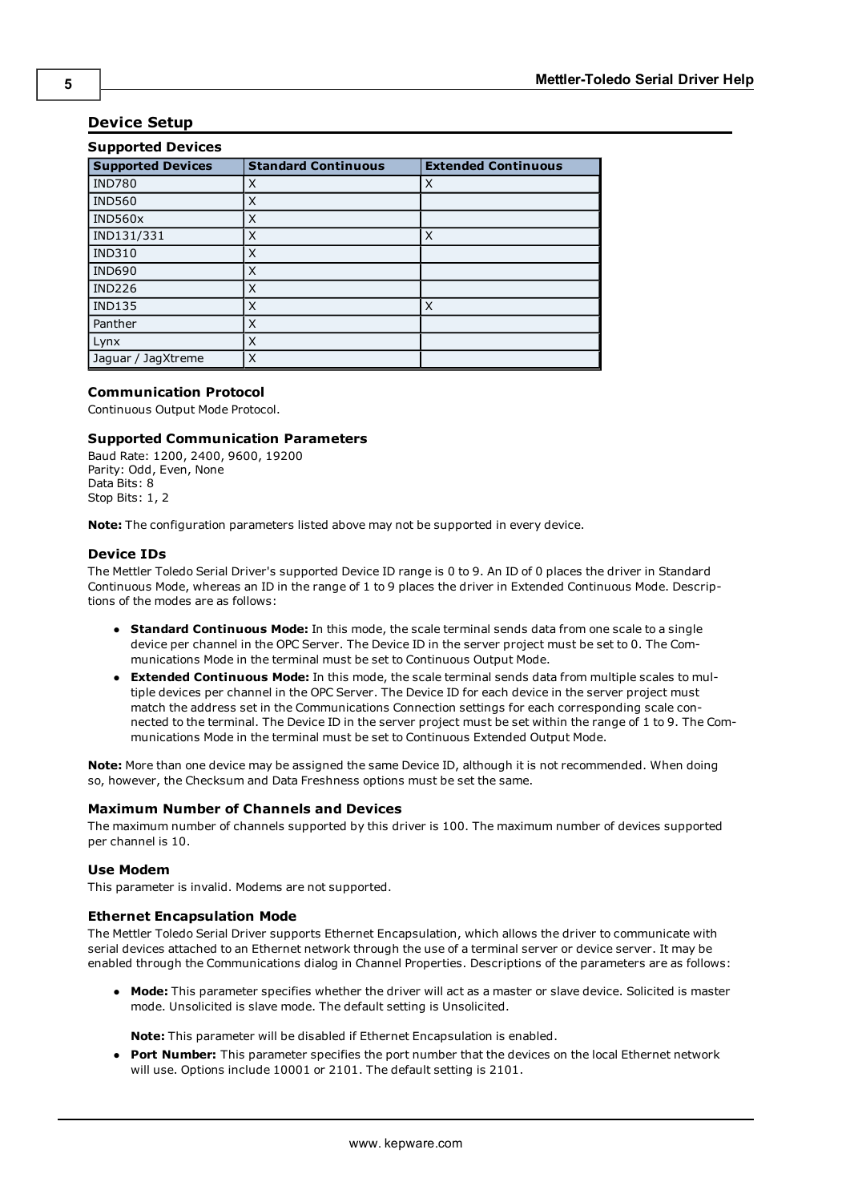## Device Setup

### Supported Devices

| Supported Devices | Standard Continuous | Extended Continuous |
|---|---|---|
| IND780 | X | X |
| IND560 | X | |
| IND560x | X | |
| IND131/331 | X | X |
| IND310 | X | |
| IND690 | X | |
| IND226 | X | |
| IND135 | X | X |
| Panther | X | |
| Lynx | X | |
| Jaguar / JagXtreme | X | |

### Communication Protocol

Continuous Output Mode Protocol.

### Supported Communication Parameters

Baud Rate: 1200, 2400, 9600, 19200
Parity: Odd, Even, None
Data Bits: 8
Stop Bits: 1, 2

**Note:** The configuration parameters listed above may not be supported in every device.

### Device IDs

The Mettler Toledo Serial Driver's supported Device ID range is 0 to 9. An ID of 0 places the driver in Standard Continuous Mode, whereas an ID in the range of 1 to 9 places the driver in Extended Continuous Mode. Descriptions of the modes are as follows:

- **Standard Continuous Mode:** In this mode, the scale terminal sends data from one scale to a single device per channel in the OPC Server. The Device ID in the server project must be set to 0. The Communications Mode in the terminal must be set to Continuous Output Mode.
- **Extended Continuous Mode:** In this mode, the scale terminal sends data from multiple scales to multiple devices per channel in the OPC Server. The Device ID for each device in the server project must match the address set in the Communications Connection settings for each corresponding scale connected to the terminal. The Device ID in the server project must be set within the range of 1 to 9. The Communications Mode in the terminal must be set to Continuous Extended Output Mode.

**Note:** More than one device may be assigned the same Device ID, although it is not recommended. When doing so, however, the Checksum and Data Freshness options must be set the same.

### Maximum Number of Channels and Devices

The maximum number of channels supported by this driver is 100. The maximum number of devices supported per channel is 10.

### Use Modem

This parameter is invalid. Modems are not supported.

### Ethernet Encapsulation Mode

The Mettler Toledo Serial Driver supports Ethernet Encapsulation, which allows the driver to communicate with serial devices attached to an Ethernet network through the use of a terminal server or device server. It may be enabled through the Communications dialog in Channel Properties. Descriptions of the parameters are as follows:

- **Mode:** This parameter specifies whether the driver will act as a master or slave device. Solicited is master mode. Unsolicited is slave mode. The default setting is Unsolicited.

  **Note:** This parameter will be disabled if Ethernet Encapsulation is enabled.
- **Port Number:** This parameter specifies the port number that the devices on the local Ethernet network will use. Options include 10001 or 2101. The default setting is 2101.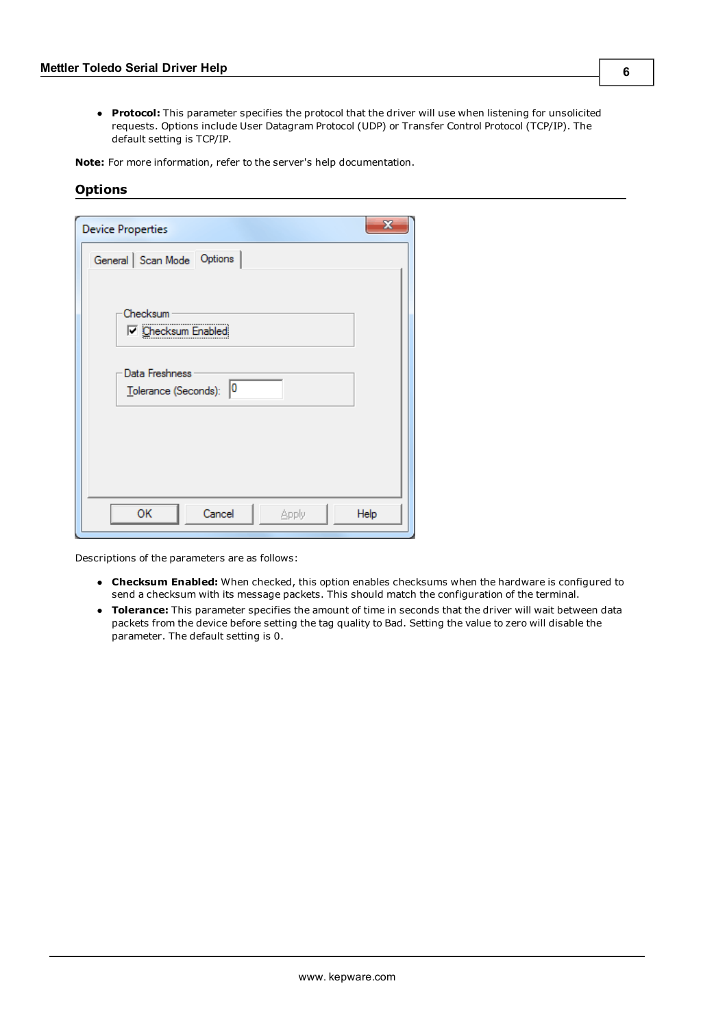- **Protocol:** This parameter specifies the protocol that the driver will use when listening for unsolicited requests. Options include User Datagram Protocol (UDP) or Transfer Control Protocol (TCP/IP). The default setting is TCP/IP.

**Note:** For more information, refer to the server's help documentation.

## Options

Descriptions of the parameters are as follows:

- **Checksum Enabled:** When checked, this option enables checksums when the hardware is configured to send a checksum with its message packets. This should match the configuration of the terminal.
- **Tolerance:** This parameter specifies the amount of time in seconds that the driver will wait between data packets from the device before setting the tag quality to Bad. Setting the value to zero will disable the parameter. The default setting is 0.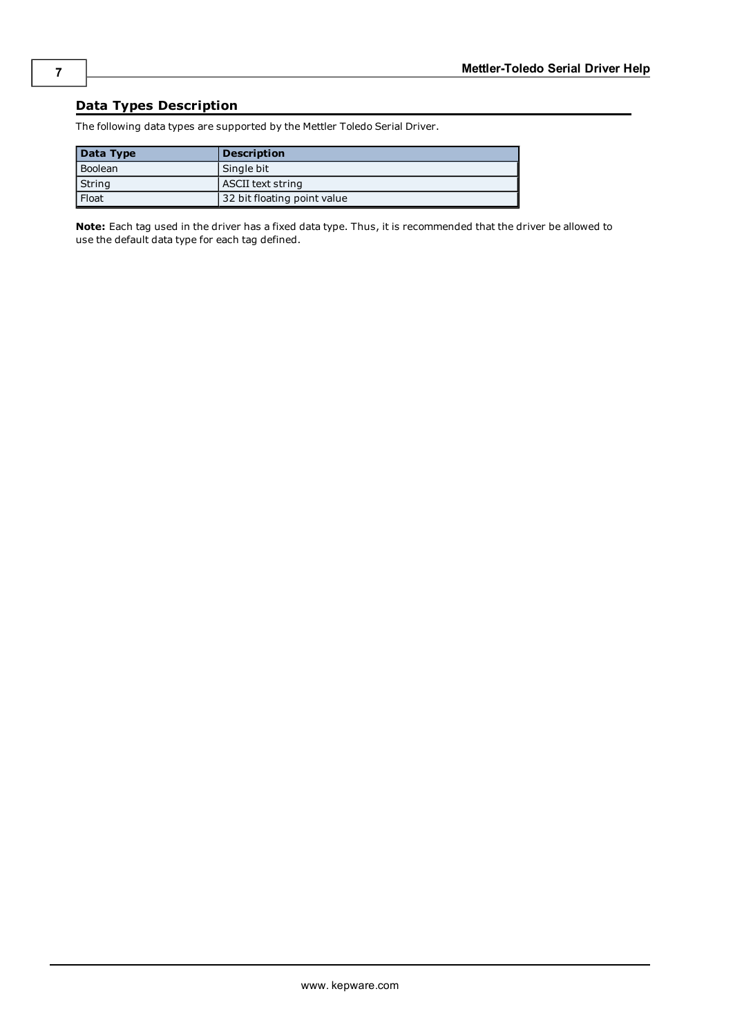## Data Types Description

The following data types are supported by the Mettler Toledo Serial Driver.

| Data Type | Description |
| --- | --- |
| Boolean | Single bit |
| String | ASCII text string |
| Float | 32 bit floating point value |

**Note:** Each tag used in the driver has a fixed data type. Thus, it is recommended that the driver be allowed to use the default data type for each tag defined.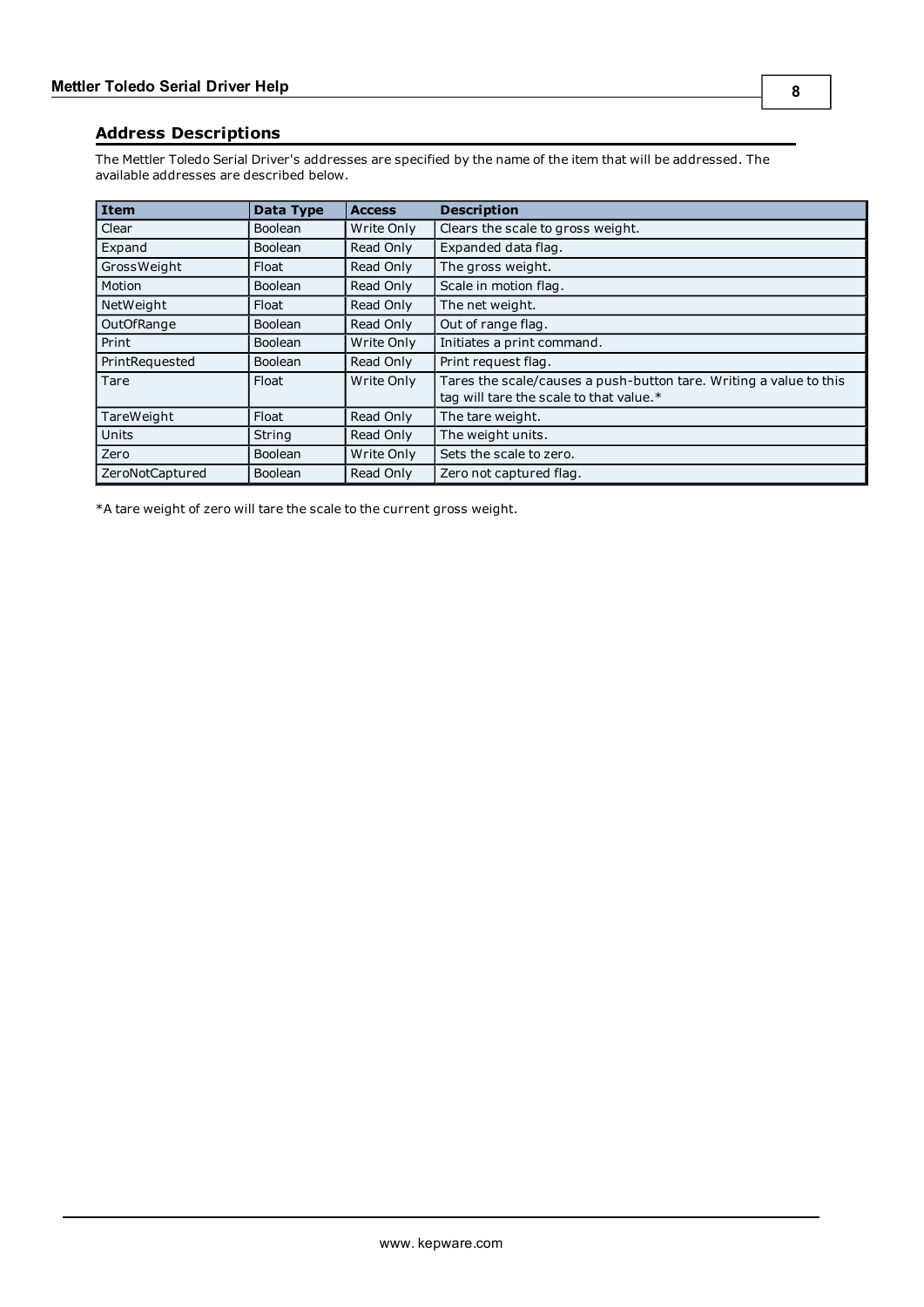## Address Descriptions

The Mettler Toledo Serial Driver's addresses are specified by the name of the item that will be addressed. The available addresses are described below.

| Item | Data Type | Access | Description |
|---|---|---|---|
| Clear | Boolean | Write Only | Clears the scale to gross weight. |
| Expand | Boolean | Read Only | Expanded data flag. |
| GrossWeight | Float | Read Only | The gross weight. |
| Motion | Boolean | Read Only | Scale in motion flag. |
| NetWeight | Float | Read Only | The net weight. |
| OutOfRange | Boolean | Read Only | Out of range flag. |
| Print | Boolean | Write Only | Initiates a print command. |
| PrintRequested | Boolean | Read Only | Print request flag. |
| Tare | Float | Write Only | Tares the scale/causes a push-button tare. Writing a value to this tag will tare the scale to that value.* |
| TareWeight | Float | Read Only | The tare weight. |
| Units | String | Read Only | The weight units. |
| Zero | Boolean | Write Only | Sets the scale to zero. |
| ZeroNotCaptured | Boolean | Read Only | Zero not captured flag. |

*A tare weight of zero will tare the scale to the current gross weight.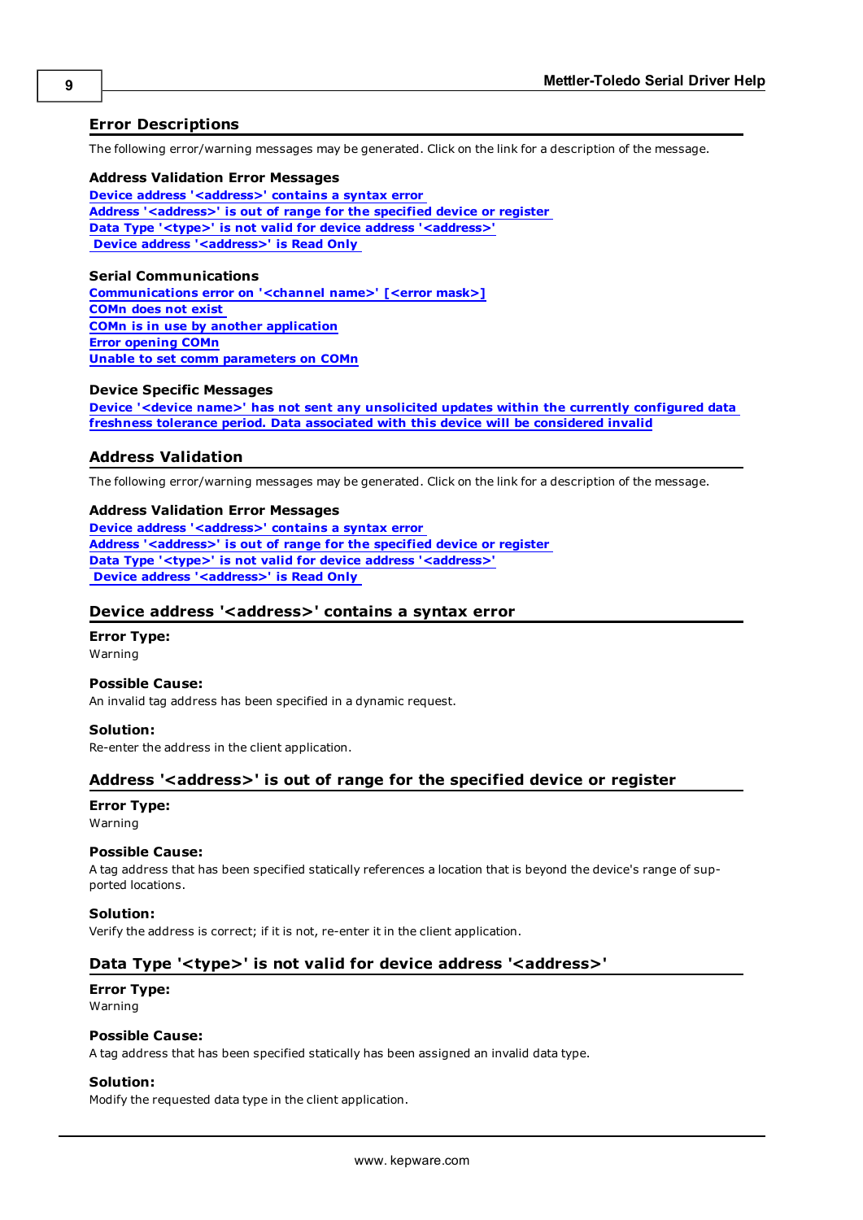## Error Descriptions

The following error/warning messages may be generated. Click on the link for a description of the message.

**Address Validation Error Messages**

Device address '<address>' contains a syntax error
Address '<address>' is out of range for the specified device or register
Data Type '<type>' is not valid for device address '<address>'
Device address '<address>' is Read Only

**Serial Communications**

Communications error on '<channel name>' [<error mask>]
COMn does not exist
COMn is in use by another application
Error opening COMn
Unable to set comm parameters on COMn

**Device Specific Messages**

Device '<device name>' has not sent any unsolicited updates within the currently configured data freshness tolerance period. Data associated with this device will be considered invalid

## Address Validation

The following error/warning messages may be generated. Click on the link for a description of the message.

**Address Validation Error Messages**

Device address '<address>' contains a syntax error
Address '<address>' is out of range for the specified device or register
Data Type '<type>' is not valid for device address '<address>'
Device address '<address>' is Read Only

## Device address '<address>' contains a syntax error

**Error Type:**
Warning

**Possible Cause:**
An invalid tag address has been specified in a dynamic request.

**Solution:**
Re-enter the address in the client application.

## Address '<address>' is out of range for the specified device or register

**Error Type:**
Warning

**Possible Cause:**
A tag address that has been specified statically references a location that is beyond the device's range of supported locations.

**Solution:**
Verify the address is correct; if it is not, re-enter it in the client application.

## Data Type '<type>' is not valid for device address '<address>'

**Error Type:**
Warning

**Possible Cause:**
A tag address that has been specified statically has been assigned an invalid data type.

**Solution:**
Modify the requested data type in the client application.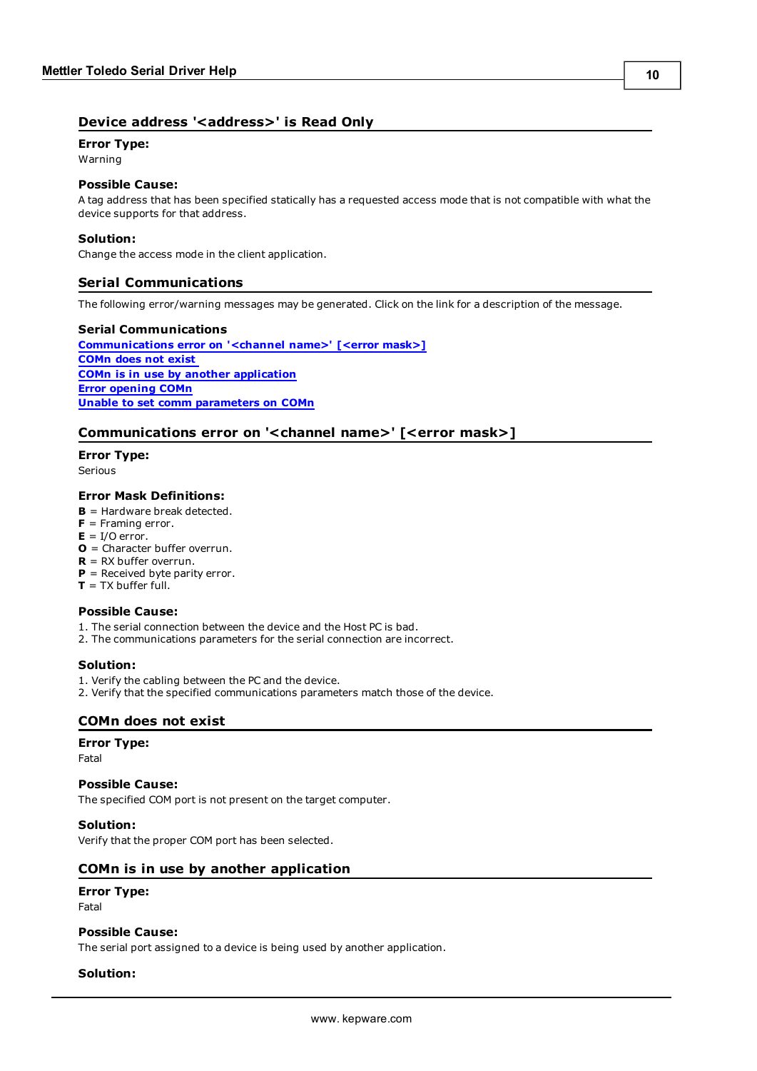## Device address '<address>' is Read Only

**Error Type:**
Warning

**Possible Cause:**
A tag address that has been specified statically has a requested access mode that is not compatible with what the device supports for that address.

**Solution:**
Change the access mode in the client application.

## Serial Communications

The following error/warning messages may be generated. Click on the link for a description of the message.

**Serial Communications**
**Communications error on '<channel name>' [<error mask>]**
**COMn does not exist**
**COMn is in use by another application**
**Error opening COMn**
**Unable to set comm parameters on COMn**

## Communications error on '<channel name>' [<error mask>]

**Error Type:**
Serious

**Error Mask Definitions:**
**B** = Hardware break detected.
**F** = Framing error.
**E** = I/O error.
**O** = Character buffer overrun.
**R** = RX buffer overrun.
**P** = Received byte parity error.
**T** = TX buffer full.

**Possible Cause:**
1. The serial connection between the device and the Host PC is bad.
2. The communications parameters for the serial connection are incorrect.

**Solution:**
1. Verify the cabling between the PC and the device.
2. Verify that the specified communications parameters match those of the device.

## COMn does not exist

**Error Type:**
Fatal

**Possible Cause:**
The specified COM port is not present on the target computer.

**Solution:**
Verify that the proper COM port has been selected.

## COMn is in use by another application

**Error Type:**
Fatal

**Possible Cause:**
The serial port assigned to a device is being used by another application.

**Solution:**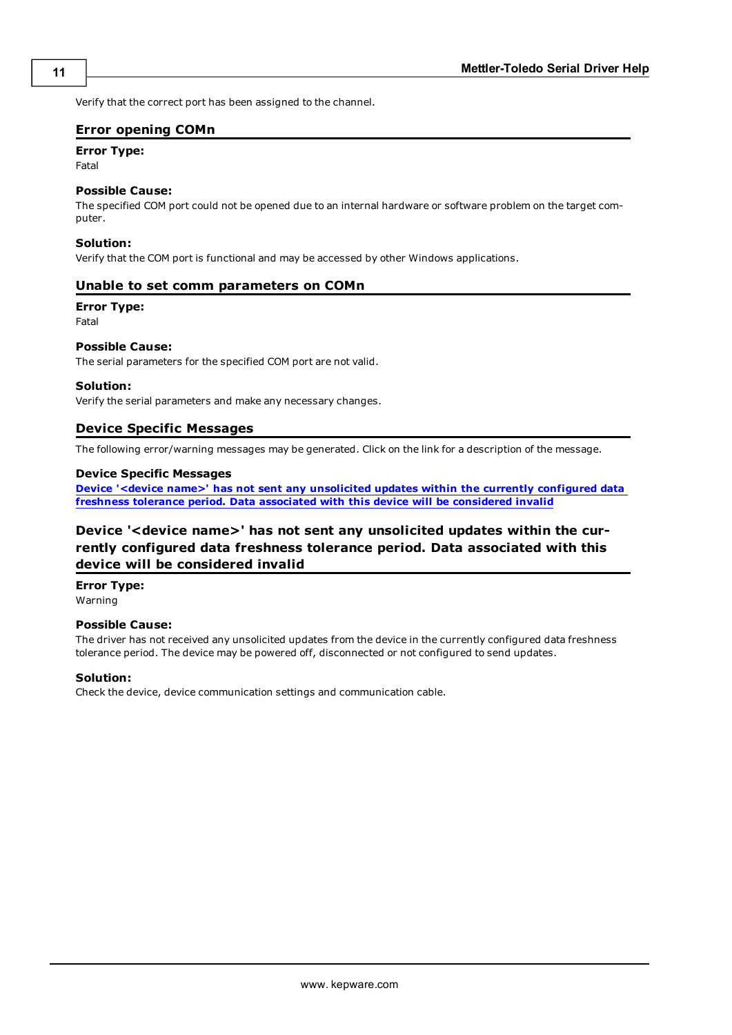Verify that the correct port has been assigned to the channel.

## Error opening COMn

**Error Type:**
Fatal

**Possible Cause:**
The specified COM port could not be opened due to an internal hardware or software problem on the target computer.

**Solution:**
Verify that the COM port is functional and may be accessed by other Windows applications.

## Unable to set comm parameters on COMn

**Error Type:**
Fatal

**Possible Cause:**
The serial parameters for the specified COM port are not valid.

**Solution:**
Verify the serial parameters and make any necessary changes.

## Device Specific Messages

The following error/warning messages may be generated. Click on the link for a description of the message.

**Device Specific Messages**
**Device '<device name>' has not sent any unsolicited updates within the currently configured data freshness tolerance period. Data associated with this device will be considered invalid**

## Device '<device name>' has not sent any unsolicited updates within the currently configured data freshness tolerance period. Data associated with this device will be considered invalid

**Error Type:**
Warning

**Possible Cause:**
The driver has not received any unsolicited updates from the device in the currently configured data freshness tolerance period. The device may be powered off, disconnected or not configured to send updates.

**Solution:**
Check the device, device communication settings and communication cable.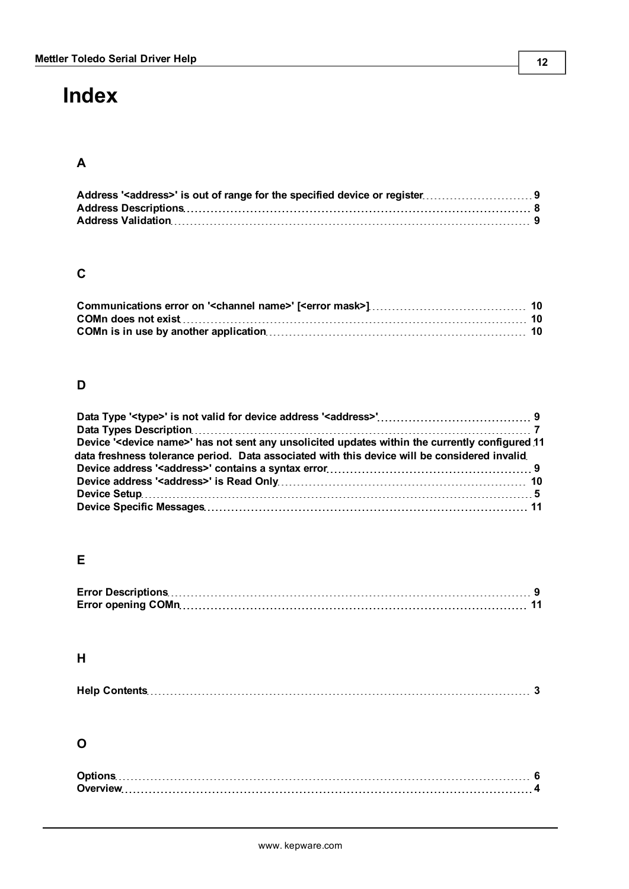# Index

## A

Address '<address>' is out of range for the specified device or register ........ 9
Address Descriptions ........ 8
Address Validation ........ 9

## C

Communications error on '<channel name>' [<error mask>] ........ 10
COMn does not exist ........ 10
COMn is in use by another application ........ 10

## D

Data Type '<type>' is not valid for device address '<address>' ........ 9
Data Types Description ........ 7
Device '<device name>' has not sent any unsolicited updates within the currently configured data freshness tolerance period. Data associated with this device will be considered invalid ........ 11
Device address '<address>' contains a syntax error ........ 9
Device address '<address>' is Read Only ........ 10
Device Setup ........ 5
Device Specific Messages ........ 11

## E

Error Descriptions ........ 9
Error opening COMn ........ 11

## H

Help Contents ........ 3

## O

Options ........ 6
Overview ........ 4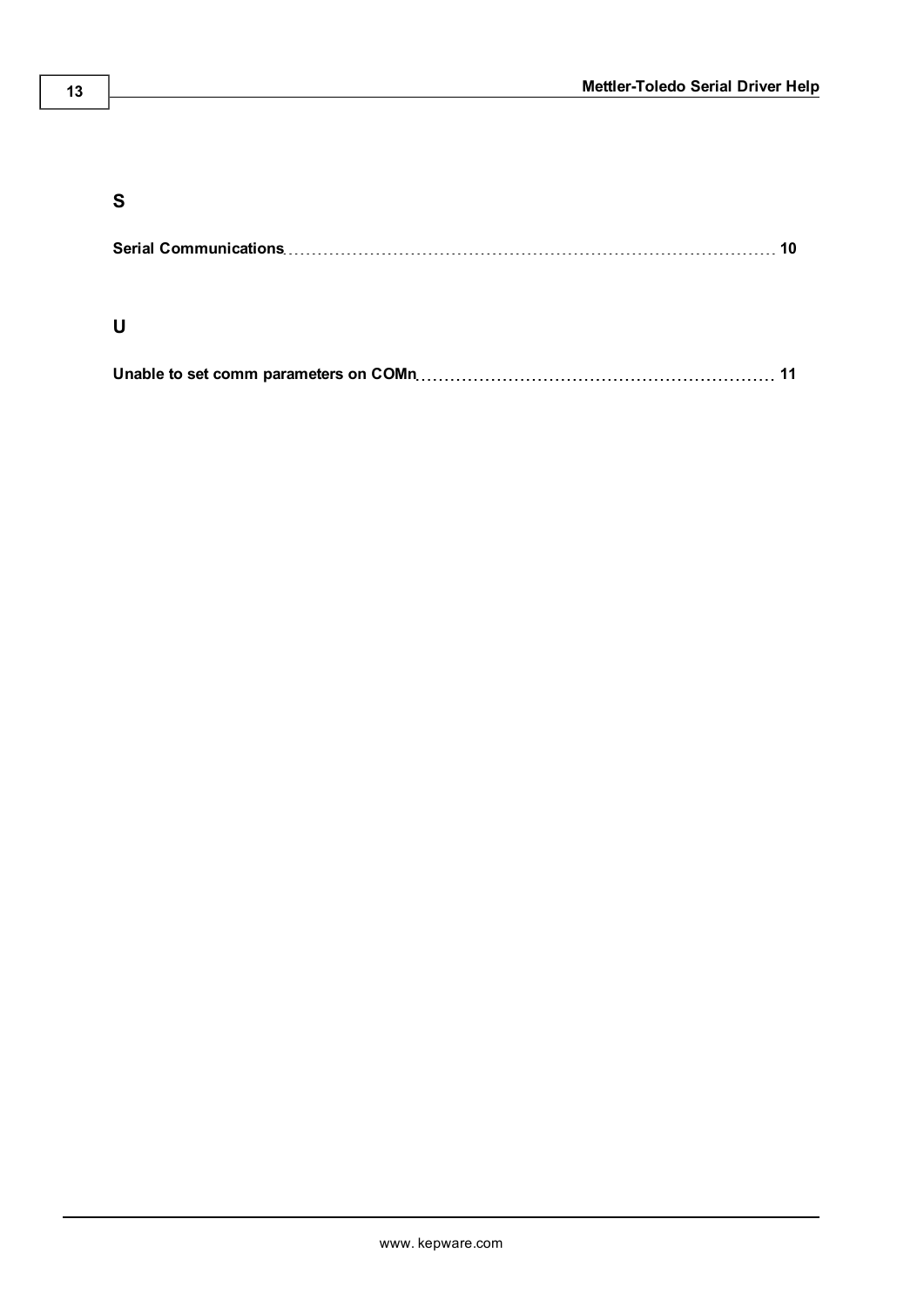## S

**Serial Communications** 10

## U

**Unable to set comm parameters on COMn** 11